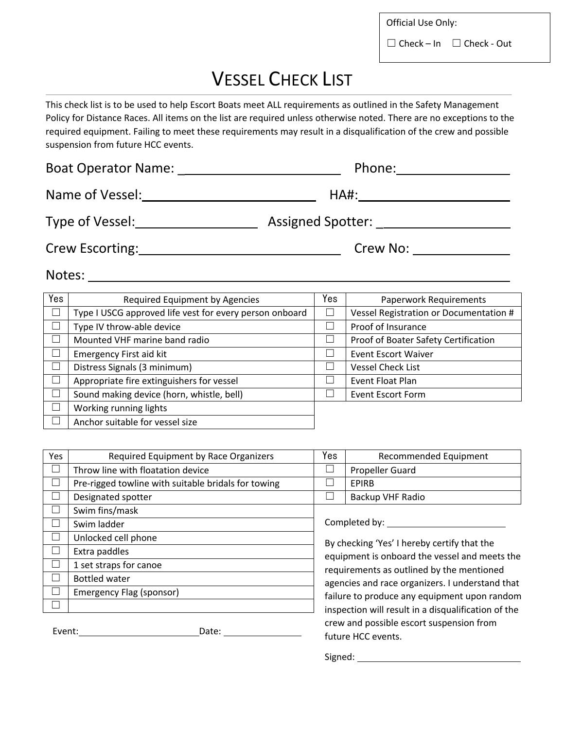Official Use Only:

☐ Check – In ☐ Check - Out

# VESSEL CHECK LIST

This check list is to be used to help Escort Boats meet ALL requirements as outlined in the Safety Management Policy for Distance Races. All items on the list are required unless otherwise noted. There are no exceptions to the required equipment. Failing to meet these requirements may result in a disqualification of the crew and possible suspension from future HCC events.

Boat Operator Name: _______________________ Phone: ________________

Name of Vessel: _______________________ HA#: ____________________

Type of Vessel: _________________ Assigned Spotter: ___________________

Crew Escorting: _____________________________ Crew No: _____________

Notes: ______________________________________________________________

| Yes | Required Equipment by Agencies | Yes | Paperwork Requirements |
|---|---|---|---|
| ☐ | Type I USCG approved life vest for every person onboard | ☐ | Vessel Registration or Documentation # |
| ☐ | Type IV throw-able device | ☐ | Proof of Insurance |
| ☐ | Mounted VHF marine band radio | ☐ | Proof of Boater Safety Certification |
| ☐ | Emergency First aid kit | ☐ | Event Escort Waiver |
| ☐ | Distress Signals (3 minimum) | ☐ | Vessel Check List |
| ☐ | Appropriate fire extinguishers for vessel | ☐ | Event Float Plan |
| ☐ | Sound making device (horn, whistle, bell) | ☐ | Event Escort Form |
| ☐ | Working running lights | | |
| ☐ | Anchor suitable for vessel size | | |

| Yes | Required Equipment by Race Organizers |
|---|---|
| ☐ | Throw line with floatation device |
| ☐ | Pre-rigged towline with suitable bridals for towing |
| ☐ | Designated spotter |
| ☐ | Swim fins/mask |
| ☐ | Swim ladder |
| ☐ | Unlocked cell phone |
| ☐ | Extra paddles |
| ☐ | 1 set straps for canoe |
| ☐ | Bottled water |
| ☐ | Emergency Flag (sponsor) |
| ☐ | |

Event: ______________________ Date: ______________

| Yes | Recommended Equipment |
|---|---|
| ☐ | Propeller Guard |
| ☐ | EPIRB |
| ☐ | Backup VHF Radio |

Completed by: ______________________

By checking 'Yes' I hereby certify that the equipment is onboard the vessel and meets the requirements as outlined by the mentioned agencies and race organizers. I understand that failure to produce any equipment upon random inspection will result in a disqualification of the crew and possible escort suspension from future HCC events.

Signed: ______________________________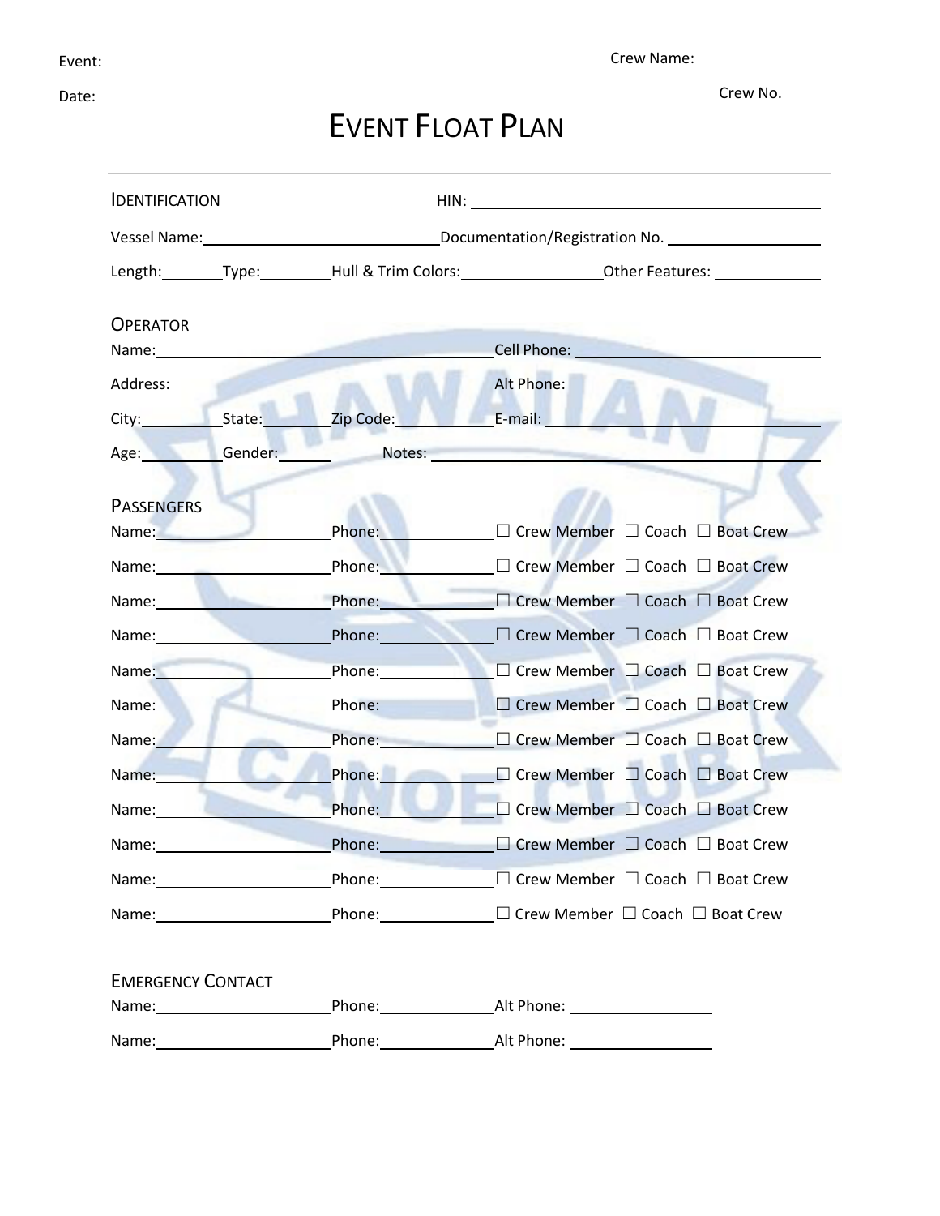Event:

Date:

Crew Name: ______________________

Crew No. ____________

# Event Float Plan

## Identification

HIN: ________________________________________

Vessel Name: ____________________________ Documentation/Registration No. ________________

Length: _______ Type: ________ Hull & Trim Colors: ________________ Other Features: ____________

## Operator

Name: ________________________________________ Cell Phone: ____________________________

Address: ______________________________________ Alt Phone: ____________________________

City: ________ State: ________ Zip Code: ____________ E-mail: ____________________________

Age: _________ Gender: ______ Notes: ______________________________________________

## Passengers

Name: ____________________ Phone: ____________ ☐ Crew Member ☐ Coach ☐ Boat Crew

Name: ____________________ Phone: ____________ ☐ Crew Member ☐ Coach ☐ Boat Crew

Name: ____________________ Phone: ____________ ☐ Crew Member ☐ Coach ☐ Boat Crew

Name: ____________________ Phone: ____________ ☐ Crew Member ☐ Coach ☐ Boat Crew

Name: ____________________ Phone: ____________ ☐ Crew Member ☐ Coach ☐ Boat Crew

Name: ____________________ Phone: ____________ ☐ Crew Member ☐ Coach ☐ Boat Crew

Name: ____________________ Phone: ____________ ☐ Crew Member ☐ Coach ☐ Boat Crew

Name: ____________________ Phone: ____________ ☐ Crew Member ☐ Coach ☐ Boat Crew

Name: ____________________ Phone: ____________ ☐ Crew Member ☐ Coach ☐ Boat Crew

Name: ____________________ Phone: ____________ ☐ Crew Member ☐ Coach ☐ Boat Crew

Name: ____________________ Phone: ____________ ☐ Crew Member ☐ Coach ☐ Boat Crew

Name: ____________________ Phone: ____________ ☐ Crew Member ☐ Coach ☐ Boat Crew

## Emergency Contact

Name: ____________________ Phone: ____________ Alt Phone: ________________

Name: ____________________ Phone: ____________ Alt Phone: ________________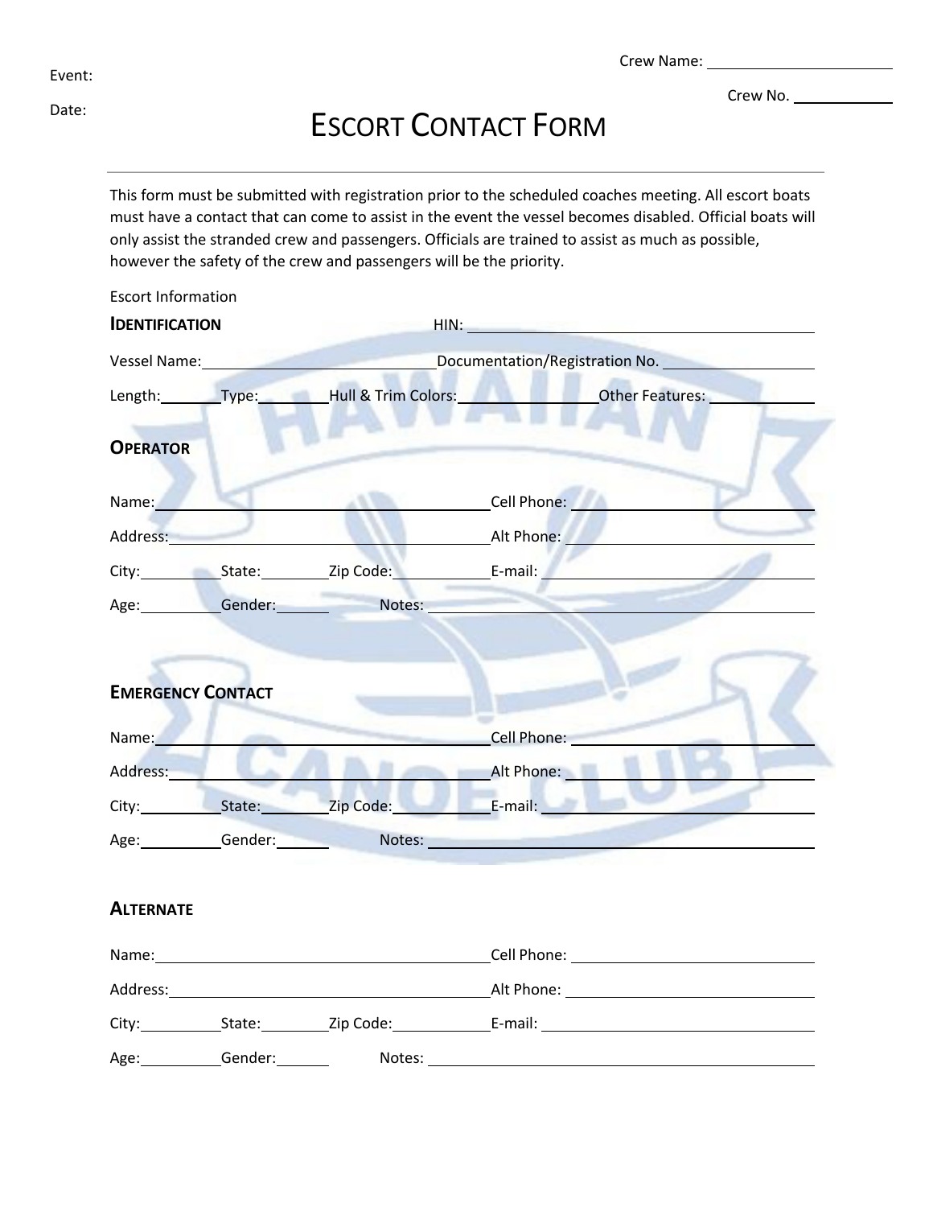Event:

Date:

Crew Name: ______________________

Crew No. ___________

# ESCORT CONTACT FORM

---

This form must be submitted with registration prior to the scheduled coaches meeting. All escort boats must have a contact that can come to assist in the event the vessel becomes disabled. Official boats will only assist the stranded crew and passengers. Officials are trained to assist as much as possible, however the safety of the crew and passengers will be the priority.

Escort Information

## IDENTIFICATION

HIN: ______________________

Vessel Name: ______________________ Documentation/Registration No. ______________________

Length: ________ Type: ________ Hull & Trim Colors: ______________ Other Features: ____________

## OPERATOR

Name: ______________________ Cell Phone: ______________________

Address: ______________________ Alt Phone: ______________________

City: ________ State: ________ Zip Code: ________ E-mail: ______________________

Age: ________ Gender: ______ Notes: ______________________

## EMERGENCY CONTACT

Name: ______________________ Cell Phone: ______________________

Address: ______________________ Alt Phone: ______________________

City: ________ State: ________ Zip Code: ________ E-mail: ______________________

Age: ________ Gender: ______ Notes: ______________________

## ALTERNATE

Name: ______________________ Cell Phone: ______________________

Address: ______________________ Alt Phone: ______________________

City: ________ State: ________ Zip Code: ________ E-mail: ______________________

Age: ________ Gender: ______ Notes: ______________________